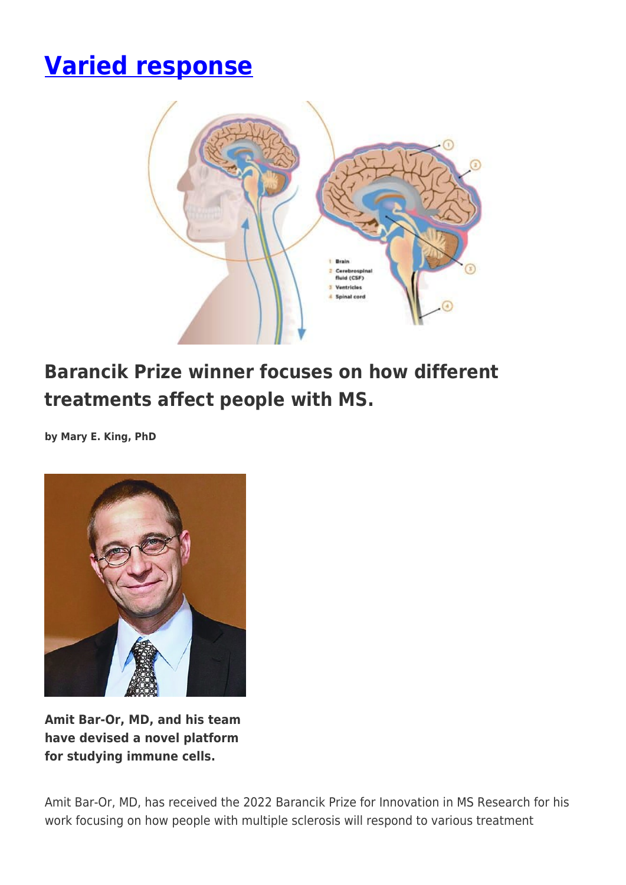# Varied response

## Barancik Prize winner focuses on how different treatments affect people with MS.

**by Mary E. King, PhD**

**Amit Bar-Or, MD, and his team have devised a novel platform for studying immune cells.**

Amit Bar-Or, MD, has received the 2022 Barancik Prize for Innovation in MS Research for his work focusing on how people with multiple sclerosis will respond to various treatment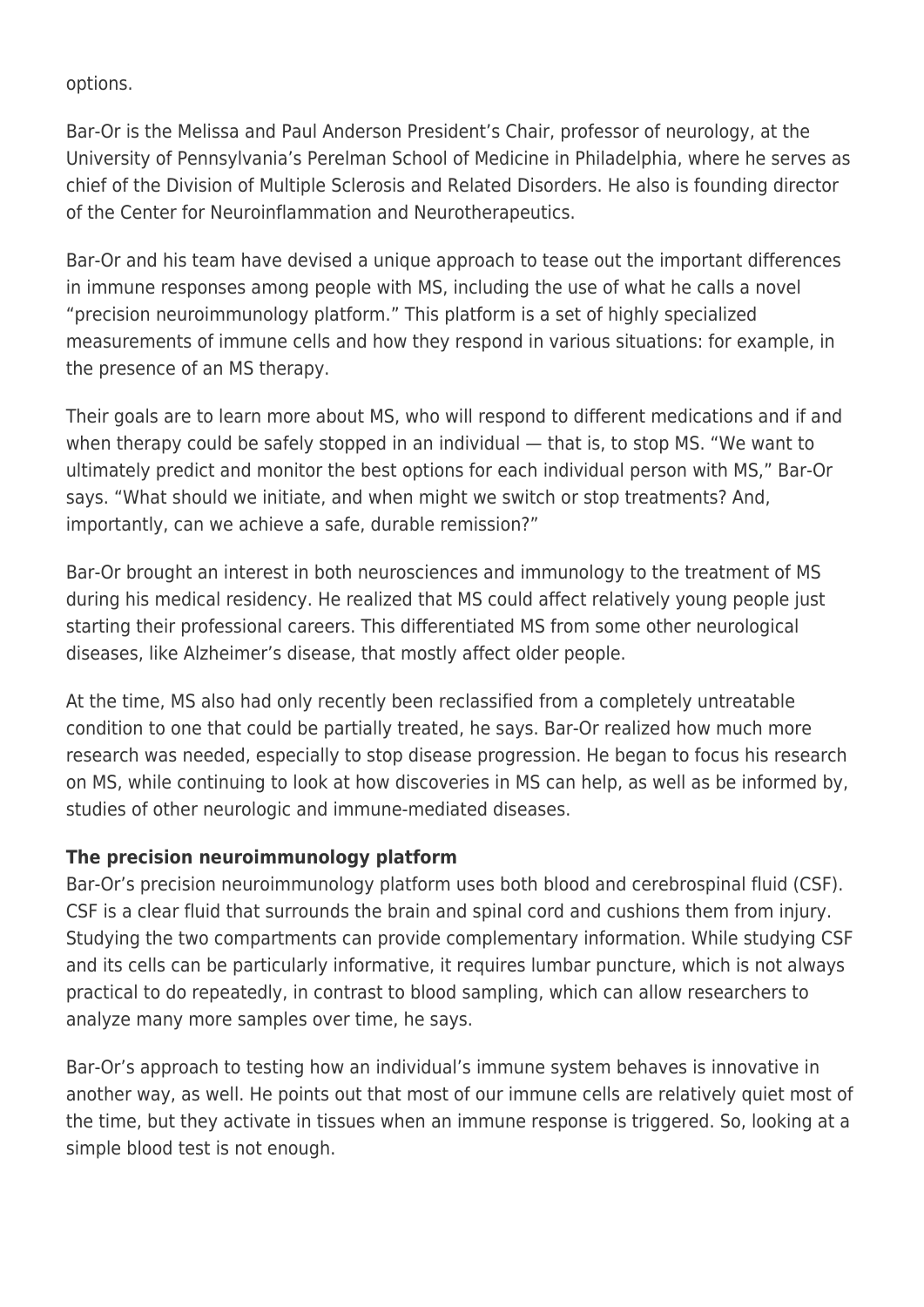options.

Bar-Or is the Melissa and Paul Anderson President's Chair, professor of neurology, at the University of Pennsylvania's Perelman School of Medicine in Philadelphia, where he serves as chief of the Division of Multiple Sclerosis and Related Disorders. He also is founding director of the Center for Neuroinflammation and Neurotherapeutics.

Bar-Or and his team have devised a unique approach to tease out the important differences in immune responses among people with MS, including the use of what he calls a novel "precision neuroimmunology platform." This platform is a set of highly specialized measurements of immune cells and how they respond in various situations: for example, in the presence of an MS therapy.

Their goals are to learn more about MS, who will respond to different medications and if and when therapy could be safely stopped in an individual — that is, to stop MS. "We want to ultimately predict and monitor the best options for each individual person with MS," Bar-Or says. "What should we initiate, and when might we switch or stop treatments? And, importantly, can we achieve a safe, durable remission?"

Bar-Or brought an interest in both neurosciences and immunology to the treatment of MS during his medical residency. He realized that MS could affect relatively young people just starting their professional careers. This differentiated MS from some other neurological diseases, like Alzheimer's disease, that mostly affect older people.

At the time, MS also had only recently been reclassified from a completely untreatable condition to one that could be partially treated, he says. Bar-Or realized how much more research was needed, especially to stop disease progression. He began to focus his research on MS, while continuing to look at how discoveries in MS can help, as well as be informed by, studies of other neurologic and immune-mediated diseases.

**The precision neuroimmunology platform**

Bar-Or's precision neuroimmunology platform uses both blood and cerebrospinal fluid (CSF). CSF is a clear fluid that surrounds the brain and spinal cord and cushions them from injury. Studying the two compartments can provide complementary information. While studying CSF and its cells can be particularly informative, it requires lumbar puncture, which is not always practical to do repeatedly, in contrast to blood sampling, which can allow researchers to analyze many more samples over time, he says.

Bar-Or's approach to testing how an individual's immune system behaves is innovative in another way, as well. He points out that most of our immune cells are relatively quiet most of the time, but they activate in tissues when an immune response is triggered. So, looking at a simple blood test is not enough.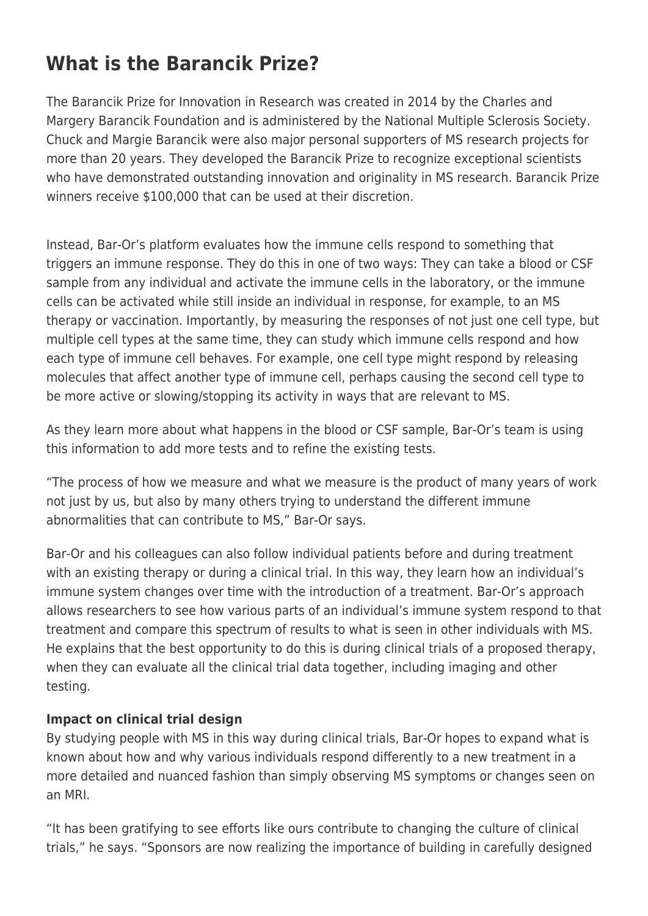## What is the Barancik Prize?

The Barancik Prize for Innovation in Research was created in 2014 by the Charles and Margery Barancik Foundation and is administered by the National Multiple Sclerosis Society. Chuck and Margie Barancik were also major personal supporters of MS research projects for more than 20 years. They developed the Barancik Prize to recognize exceptional scientists who have demonstrated outstanding innovation and originality in MS research. Barancik Prize winners receive $100,000 that can be used at their discretion.

Instead, Bar-Or's platform evaluates how the immune cells respond to something that triggers an immune response. They do this in one of two ways: They can take a blood or CSF sample from any individual and activate the immune cells in the laboratory, or the immune cells can be activated while still inside an individual in response, for example, to an MS therapy or vaccination. Importantly, by measuring the responses of not just one cell type, but multiple cell types at the same time, they can study which immune cells respond and how each type of immune cell behaves. For example, one cell type might respond by releasing molecules that affect another type of immune cell, perhaps causing the second cell type to be more active or slowing/stopping its activity in ways that are relevant to MS.

As they learn more about what happens in the blood or CSF sample, Bar-Or's team is using this information to add more tests and to refine the existing tests.

"The process of how we measure and what we measure is the product of many years of work not just by us, but also by many others trying to understand the different immune abnormalities that can contribute to MS," Bar-Or says.

Bar-Or and his colleagues can also follow individual patients before and during treatment with an existing therapy or during a clinical trial. In this way, they learn how an individual's immune system changes over time with the introduction of a treatment. Bar-Or's approach allows researchers to see how various parts of an individual's immune system respond to that treatment and compare this spectrum of results to what is seen in other individuals with MS. He explains that the best opportunity to do this is during clinical trials of a proposed therapy, when they can evaluate all the clinical trial data together, including imaging and other testing.

**Impact on clinical trial design**

By studying people with MS in this way during clinical trials, Bar-Or hopes to expand what is known about how and why various individuals respond differently to a new treatment in a more detailed and nuanced fashion than simply observing MS symptoms or changes seen on an MRI.

"It has been gratifying to see efforts like ours contribute to changing the culture of clinical trials," he says. "Sponsors are now realizing the importance of building in carefully designed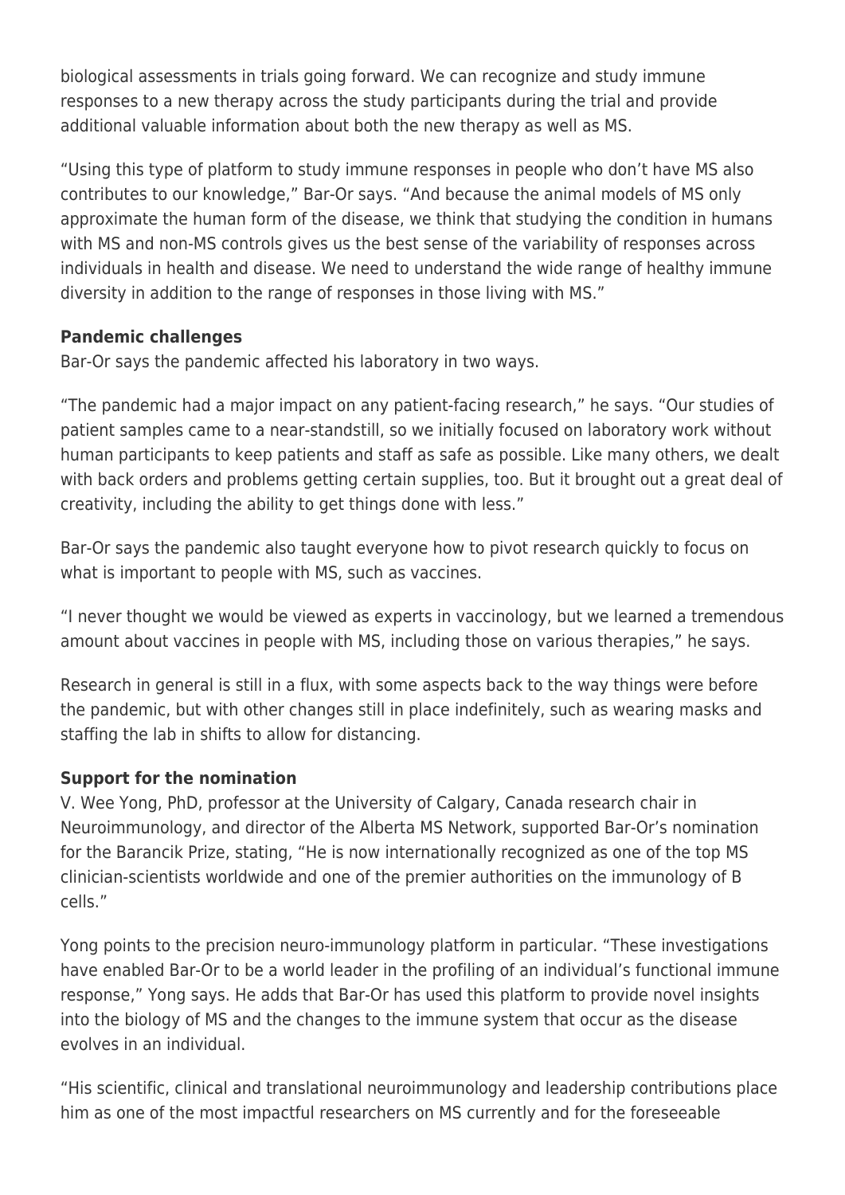biological assessments in trials going forward. We can recognize and study immune responses to a new therapy across the study participants during the trial and provide additional valuable information about both the new therapy as well as MS.

"Using this type of platform to study immune responses in people who don't have MS also contributes to our knowledge," Bar-Or says. "And because the animal models of MS only approximate the human form of the disease, we think that studying the condition in humans with MS and non-MS controls gives us the best sense of the variability of responses across individuals in health and disease. We need to understand the wide range of healthy immune diversity in addition to the range of responses in those living with MS."

**Pandemic challenges**

Bar-Or says the pandemic affected his laboratory in two ways.

"The pandemic had a major impact on any patient-facing research," he says. "Our studies of patient samples came to a near-standstill, so we initially focused on laboratory work without human participants to keep patients and staff as safe as possible. Like many others, we dealt with back orders and problems getting certain supplies, too. But it brought out a great deal of creativity, including the ability to get things done with less."

Bar-Or says the pandemic also taught everyone how to pivot research quickly to focus on what is important to people with MS, such as vaccines.

"I never thought we would be viewed as experts in vaccinology, but we learned a tremendous amount about vaccines in people with MS, including those on various therapies," he says.

Research in general is still in a flux, with some aspects back to the way things were before the pandemic, but with other changes still in place indefinitely, such as wearing masks and staffing the lab in shifts to allow for distancing.

**Support for the nomination**

V. Wee Yong, PhD, professor at the University of Calgary, Canada research chair in Neuroimmunology, and director of the Alberta MS Network, supported Bar-Or's nomination for the Barancik Prize, stating, "He is now internationally recognized as one of the top MS clinician-scientists worldwide and one of the premier authorities on the immunology of B cells."

Yong points to the precision neuro-immunology platform in particular. "These investigations have enabled Bar-Or to be a world leader in the profiling of an individual's functional immune response," Yong says. He adds that Bar-Or has used this platform to provide novel insights into the biology of MS and the changes to the immune system that occur as the disease evolves in an individual.

"His scientific, clinical and translational neuroimmunology and leadership contributions place him as one of the most impactful researchers on MS currently and for the foreseeable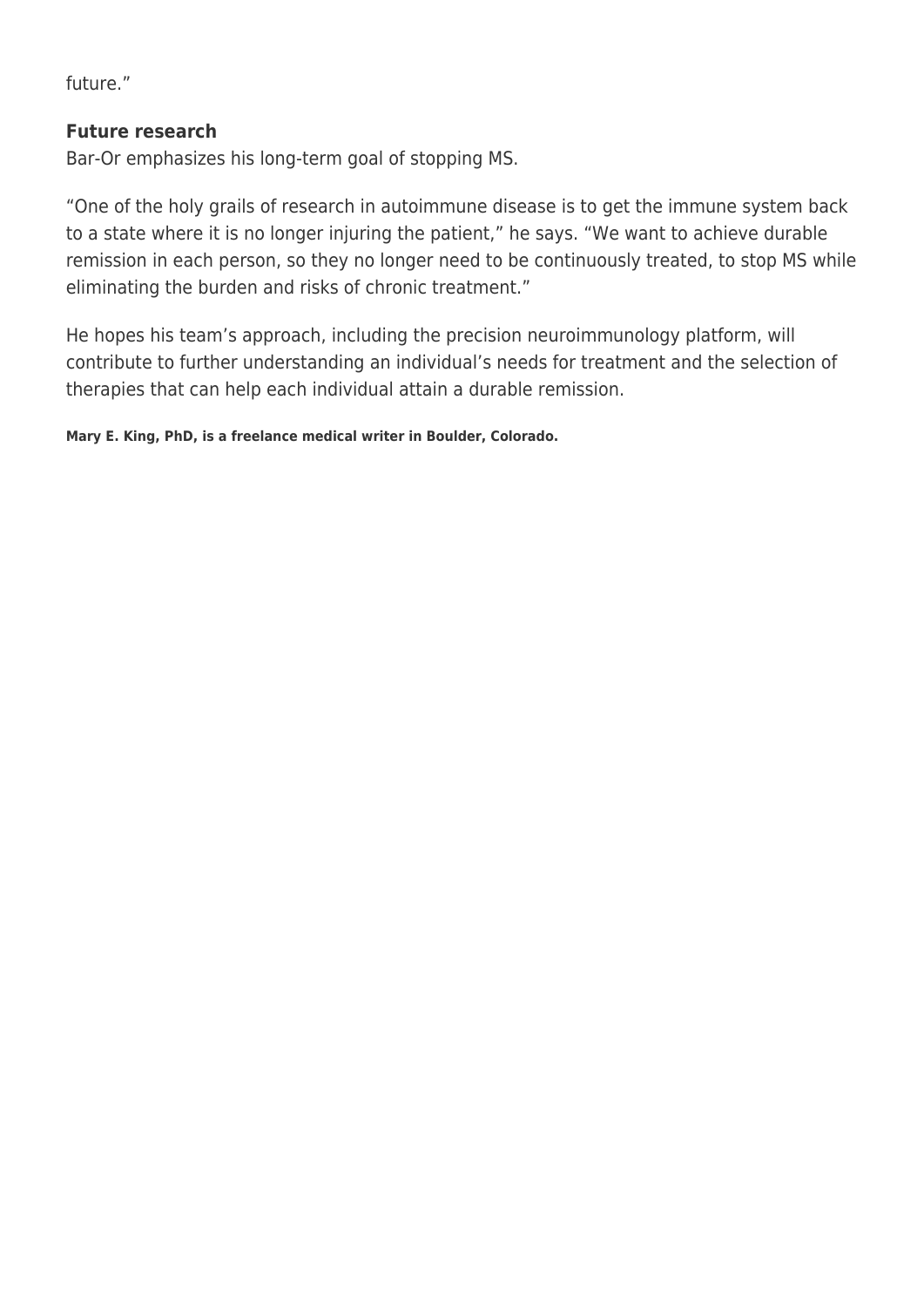future."

**Future research**

Bar-Or emphasizes his long-term goal of stopping MS.

"One of the holy grails of research in autoimmune disease is to get the immune system back to a state where it is no longer injuring the patient," he says. "We want to achieve durable remission in each person, so they no longer need to be continuously treated, to stop MS while eliminating the burden and risks of chronic treatment."

He hopes his team's approach, including the precision neuroimmunology platform, will contribute to further understanding an individual's needs for treatment and the selection of therapies that can help each individual attain a durable remission.

**Mary E. King, PhD, is a freelance medical writer in Boulder, Colorado.**